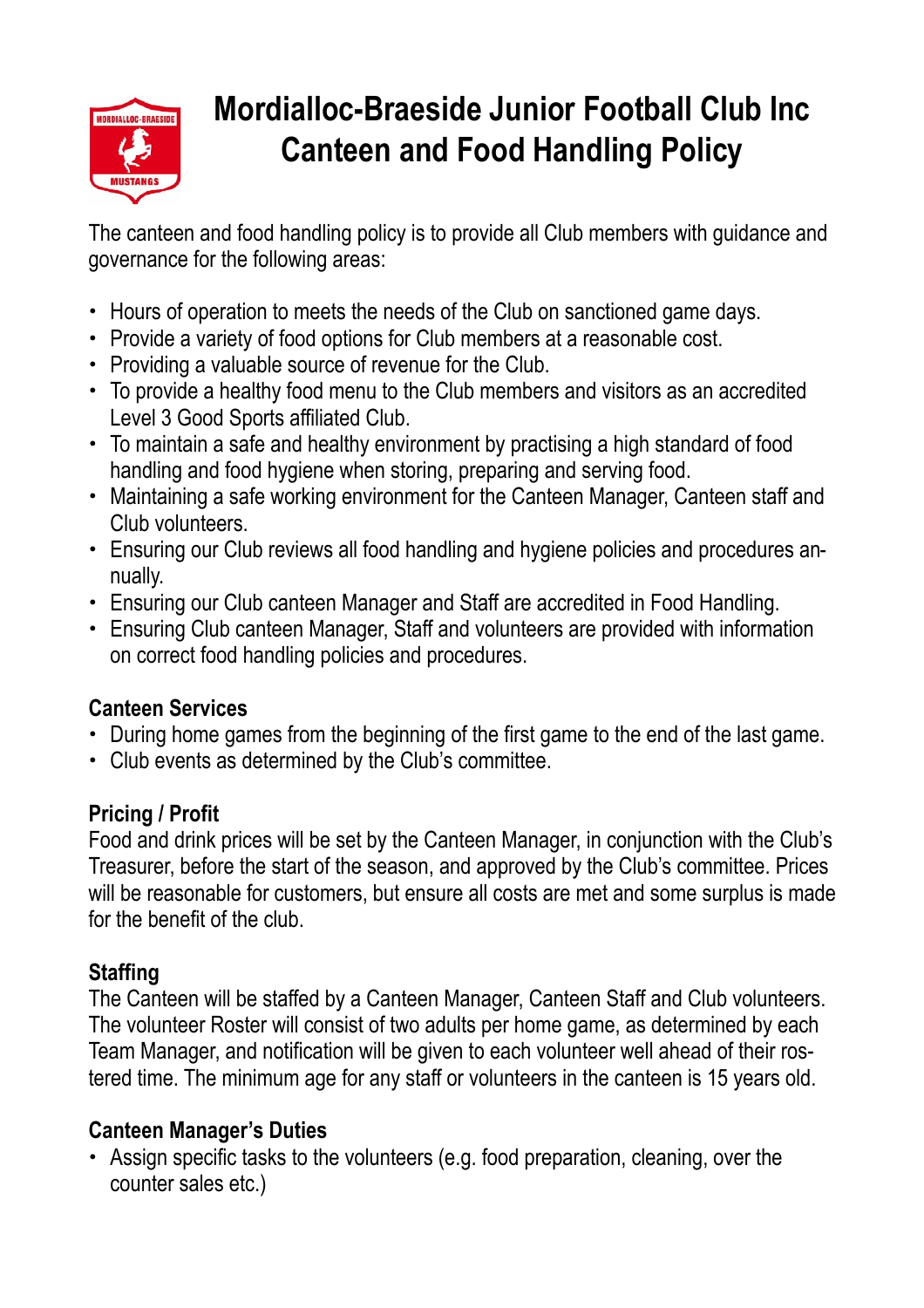# Mordialloc-Braeside Junior Football Club Inc
# Canteen and Food Handling Policy

The canteen and food handling policy is to provide all Club members with guidance and governance for the following areas:

- Hours of operation to meets the needs of the Club on sanctioned game days.
- Provide a variety of food options for Club members at a reasonable cost.
- Providing a valuable source of revenue for the Club.
- To provide a healthy food menu to the Club members and visitors as an accredited Level 3 Good Sports affiliated Club.
- To maintain a safe and healthy environment by practising a high standard of food handling and food hygiene when storing, preparing and serving food.
- Maintaining a safe working environment for the Canteen Manager, Canteen staff and Club volunteers.
- Ensuring our Club reviews all food handling and hygiene policies and procedures annually.
- Ensuring our Club canteen Manager and Staff are accredited in Food Handling.
- Ensuring Club canteen Manager, Staff and volunteers are provided with information on correct food handling policies and procedures.

## Canteen Services

- During home games from the beginning of the first game to the end of the last game.
- Club events as determined by the Club's committee.

## Pricing / Profit

Food and drink prices will be set by the Canteen Manager, in conjunction with the Club's Treasurer, before the start of the season, and approved by the Club's committee. Prices will be reasonable for customers, but ensure all costs are met and some surplus is made for the benefit of the club.

## Staffing

The Canteen will be staffed by a Canteen Manager, Canteen Staff and Club volunteers. The volunteer Roster will consist of two adults per home game, as determined by each Team Manager, and notification will be given to each volunteer well ahead of their rostered time. The minimum age for any staff or volunteers in the canteen is 15 years old.

## Canteen Manager's Duties

- Assign specific tasks to the volunteers (e.g. food preparation, cleaning, over the counter sales etc.)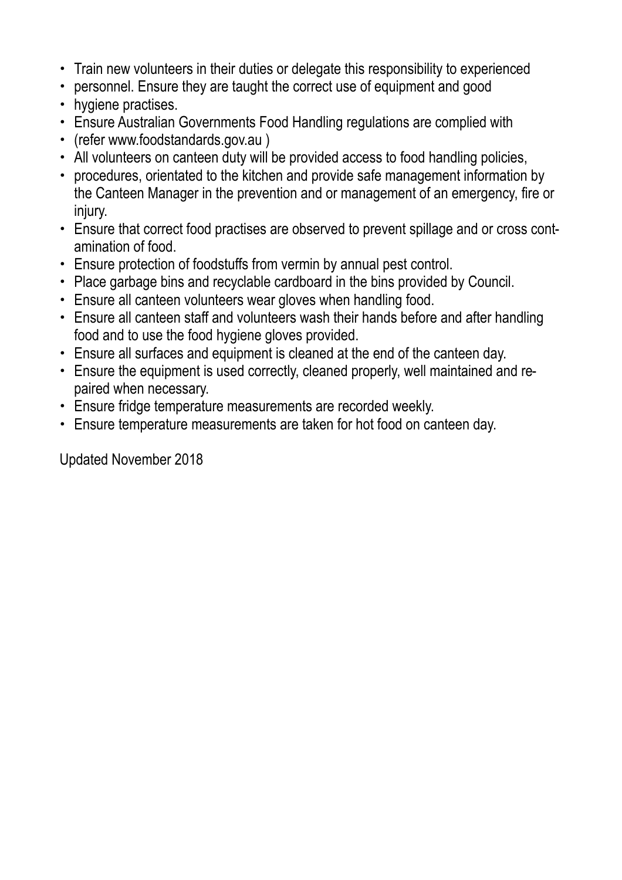- Train new volunteers in their duties or delegate this responsibility to experienced
- personnel. Ensure they are taught the correct use of equipment and good
- hygiene practises.
- Ensure Australian Governments Food Handling regulations are complied with
- (refer www.foodstandards.gov.au )
- All volunteers on canteen duty will be provided access to food handling policies,
- procedures, orientated to the kitchen and provide safe management information by the Canteen Manager in the prevention and or management of an emergency, fire or injury.
- Ensure that correct food practises are observed to prevent spillage and or cross contamination of food.
- Ensure protection of foodstuffs from vermin by annual pest control.
- Place garbage bins and recyclable cardboard in the bins provided by Council.
- Ensure all canteen volunteers wear gloves when handling food.
- Ensure all canteen staff and volunteers wash their hands before and after handling food and to use the food hygiene gloves provided.
- Ensure all surfaces and equipment is cleaned at the end of the canteen day.
- Ensure the equipment is used correctly, cleaned properly, well maintained and repaired when necessary.
- Ensure fridge temperature measurements are recorded weekly.
- Ensure temperature measurements are taken for hot food on canteen day.

Updated November 2018